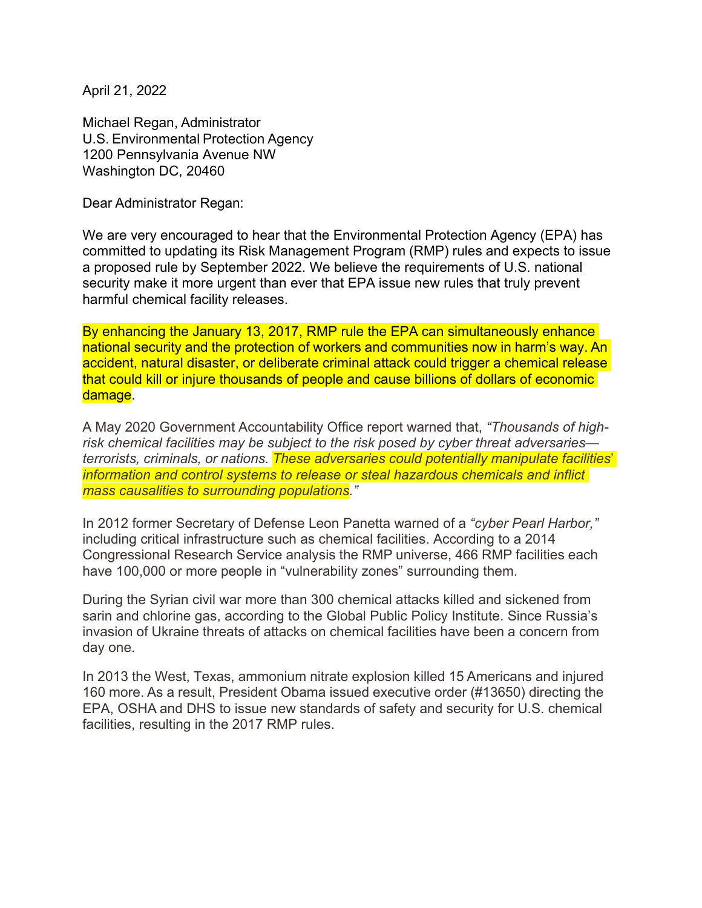April 21, 2022

Michael Regan, Administrator
U.S. Environmental Protection Agency
1200 Pennsylvania Avenue NW
Washington DC, 20460

Dear Administrator Regan:

We are very encouraged to hear that the Environmental Protection Agency (EPA) has committed to updating its Risk Management Program (RMP) rules and expects to issue a proposed rule by September 2022. We believe the requirements of U.S. national security make it more urgent than ever that EPA issue new rules that truly prevent harmful chemical facility releases.

By enhancing the January 13, 2017, RMP rule the EPA can simultaneously enhance national security and the protection of workers and communities now in harm's way. An accident, natural disaster, or deliberate criminal attack could trigger a chemical release that could kill or injure thousands of people and cause billions of dollars of economic damage.

A May 2020 Government Accountability Office report warned that, *"Thousands of high-risk chemical facilities may be subject to the risk posed by cyber threat adversaries—terrorists, criminals, or nations. These adversaries could potentially manipulate facilities' information and control systems to release or steal hazardous chemicals and inflict mass causalities to surrounding populations."*

In 2012 former Secretary of Defense Leon Panetta warned of a *"cyber Pearl Harbor,"* including critical infrastructure such as chemical facilities. According to a 2014 Congressional Research Service analysis the RMP universe, 466 RMP facilities each have 100,000 or more people in "vulnerability zones" surrounding them.

During the Syrian civil war more than 300 chemical attacks killed and sickened from sarin and chlorine gas, according to the Global Public Policy Institute. Since Russia's invasion of Ukraine threats of attacks on chemical facilities have been a concern from day one.

In 2013 the West, Texas, ammonium nitrate explosion killed 15 Americans and injured 160 more. As a result, President Obama issued executive order (#13650) directing the EPA, OSHA and DHS to issue new standards of safety and security for U.S. chemical facilities, resulting in the 2017 RMP rules.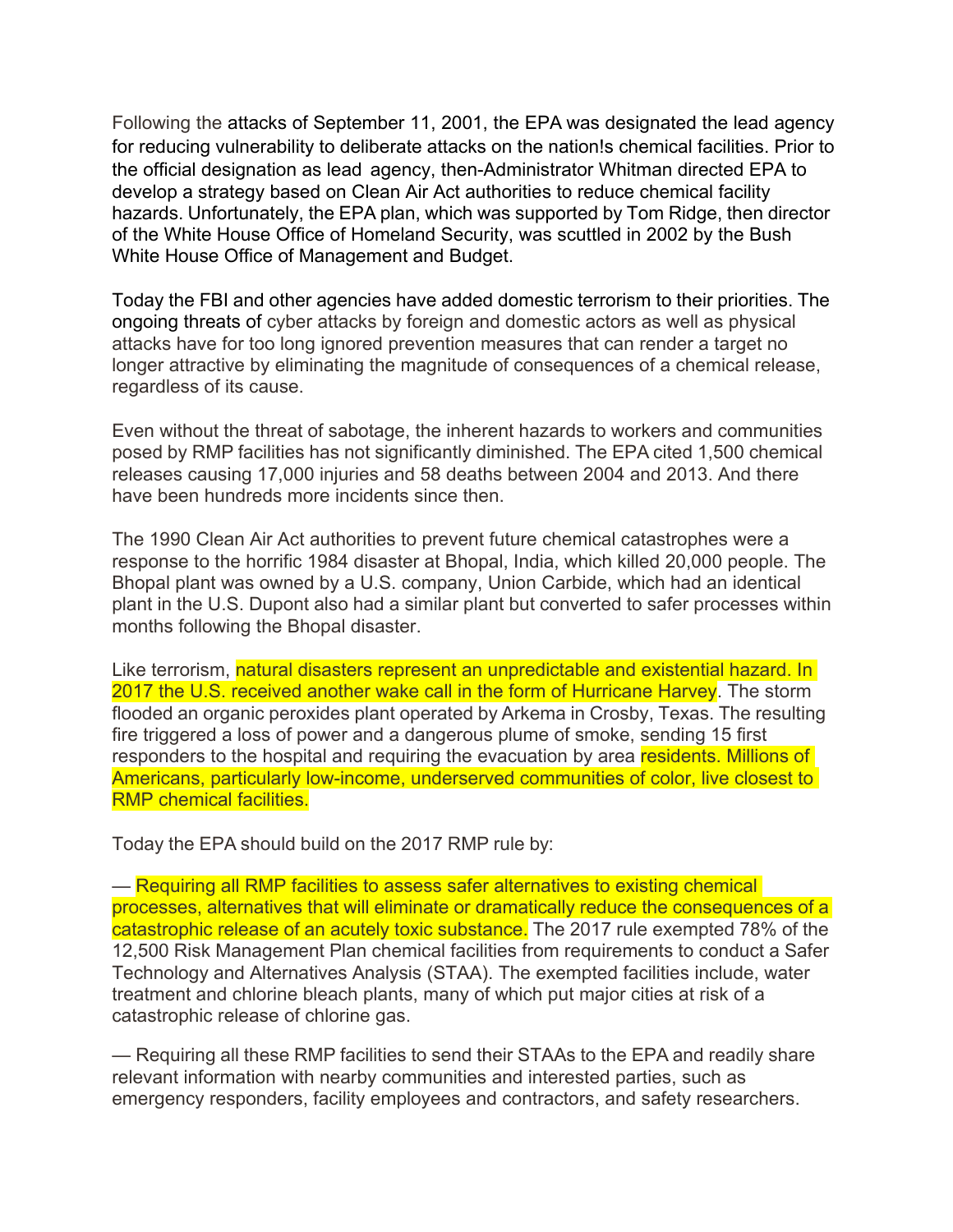Following the attacks of September 11, 2001, the EPA was designated the lead agency for reducing vulnerability to deliberate attacks on the nation!s chemical facilities. Prior to the official designation as lead agency, then-Administrator Whitman directed EPA to develop a strategy based on Clean Air Act authorities to reduce chemical facility hazards. Unfortunately, the EPA plan, which was supported by Tom Ridge, then director of the White House Office of Homeland Security, was scuttled in 2002 by the Bush White House Office of Management and Budget.

Today the FBI and other agencies have added domestic terrorism to their priorities. The ongoing threats of cyber attacks by foreign and domestic actors as well as physical attacks have for too long ignored prevention measures that can render a target no longer attractive by eliminating the magnitude of consequences of a chemical release, regardless of its cause.

Even without the threat of sabotage, the inherent hazards to workers and communities posed by RMP facilities has not significantly diminished. The EPA cited 1,500 chemical releases causing 17,000 injuries and 58 deaths between 2004 and 2013. And there have been hundreds more incidents since then.

The 1990 Clean Air Act authorities to prevent future chemical catastrophes were a response to the horrific 1984 disaster at Bhopal, India, which killed 20,000 people. The Bhopal plant was owned by a U.S. company, Union Carbide, which had an identical plant in the U.S. Dupont also had a similar plant but converted to safer processes within months following the Bhopal disaster.

Like terrorism, natural disasters represent an unpredictable and existential hazard. In 2017 the U.S. received another wake call in the form of Hurricane Harvey. The storm flooded an organic peroxides plant operated by Arkema in Crosby, Texas. The resulting fire triggered a loss of power and a dangerous plume of smoke, sending 15 first responders to the hospital and requiring the evacuation by area residents. Millions of Americans, particularly low-income, underserved communities of color, live closest to RMP chemical facilities.

Today the EPA should build on the 2017 RMP rule by:

— Requiring all RMP facilities to assess safer alternatives to existing chemical processes, alternatives that will eliminate or dramatically reduce the consequences of a catastrophic release of an acutely toxic substance. The 2017 rule exempted 78% of the 12,500 Risk Management Plan chemical facilities from requirements to conduct a Safer Technology and Alternatives Analysis (STAA). The exempted facilities include, water treatment and chlorine bleach plants, many of which put major cities at risk of a catastrophic release of chlorine gas.

— Requiring all these RMP facilities to send their STAAs to the EPA and readily share relevant information with nearby communities and interested parties, such as emergency responders, facility employees and contractors, and safety researchers.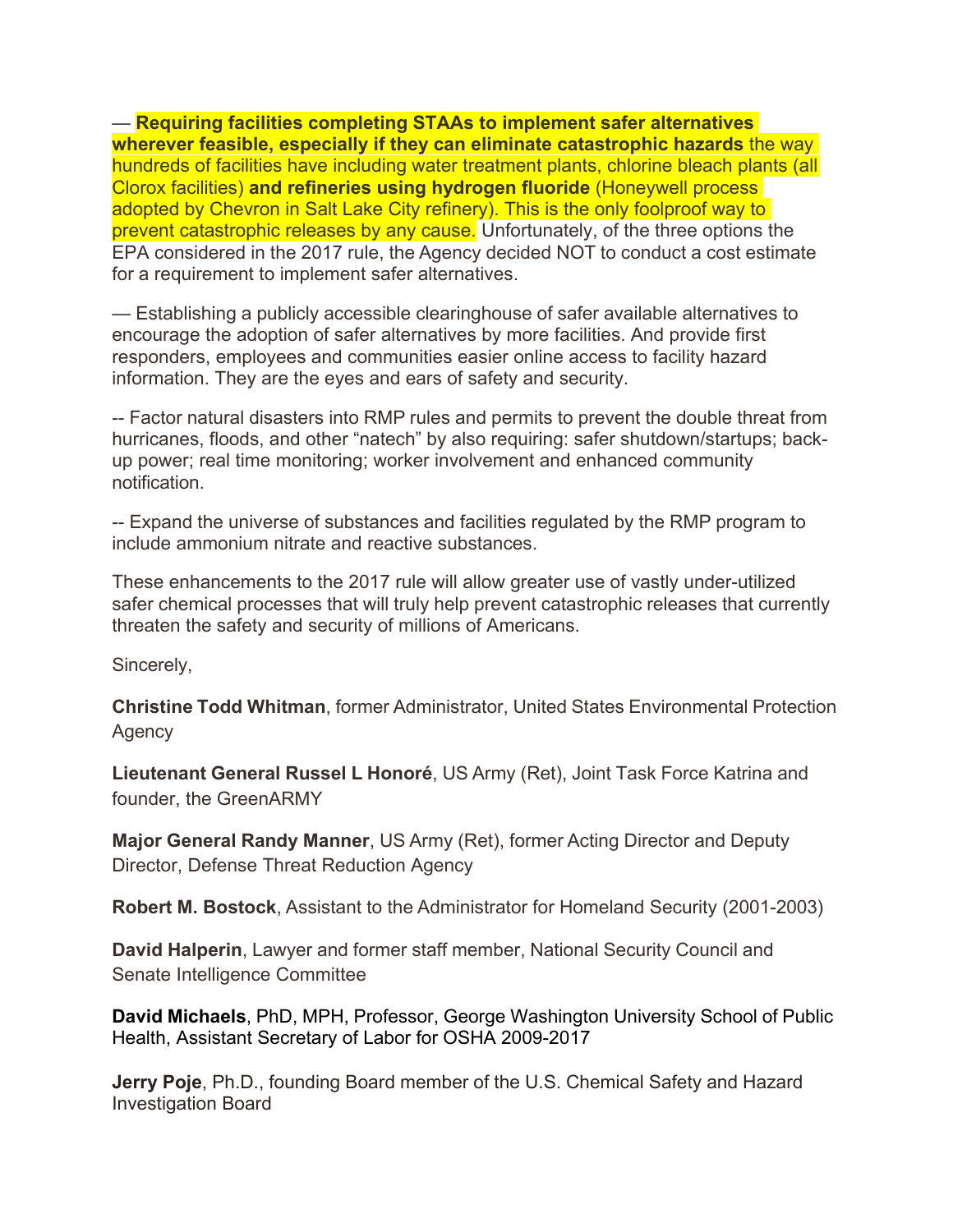— **Requiring facilities completing STAAs to implement safer alternatives wherever feasible, especially if they can eliminate catastrophic hazards** the way hundreds of facilities have including water treatment plants, chlorine bleach plants (all Clorox facilities) **and refineries using hydrogen fluoride** (Honeywell process adopted by Chevron in Salt Lake City refinery). This is the only foolproof way to prevent catastrophic releases by any cause. Unfortunately, of the three options the EPA considered in the 2017 rule, the Agency decided NOT to conduct a cost estimate for a requirement to implement safer alternatives.

— Establishing a publicly accessible clearinghouse of safer available alternatives to encourage the adoption of safer alternatives by more facilities. And provide first responders, employees and communities easier online access to facility hazard information. They are the eyes and ears of safety and security.

-- Factor natural disasters into RMP rules and permits to prevent the double threat from hurricanes, floods, and other "natech" by also requiring: safer shutdown/startups; back-up power; real time monitoring; worker involvement and enhanced community notification.

-- Expand the universe of substances and facilities regulated by the RMP program to include ammonium nitrate and reactive substances.

These enhancements to the 2017 rule will allow greater use of vastly under-utilized safer chemical processes that will truly help prevent catastrophic releases that currently threaten the safety and security of millions of Americans.

Sincerely,

**Christine Todd Whitman**, former Administrator, United States Environmental Protection Agency

**Lieutenant General Russel L Honoré**, US Army (Ret), Joint Task Force Katrina and founder, the GreenARMY

**Major General Randy Manner**, US Army (Ret), former Acting Director and Deputy Director, Defense Threat Reduction Agency

**Robert M. Bostock**, Assistant to the Administrator for Homeland Security (2001-2003)

**David Halperin**, Lawyer and former staff member, National Security Council and Senate Intelligence Committee

**David Michaels**, PhD, MPH, Professor, George Washington University School of Public Health, Assistant Secretary of Labor for OSHA 2009-2017

**Jerry Poje**, Ph.D., founding Board member of the U.S. Chemical Safety and Hazard Investigation Board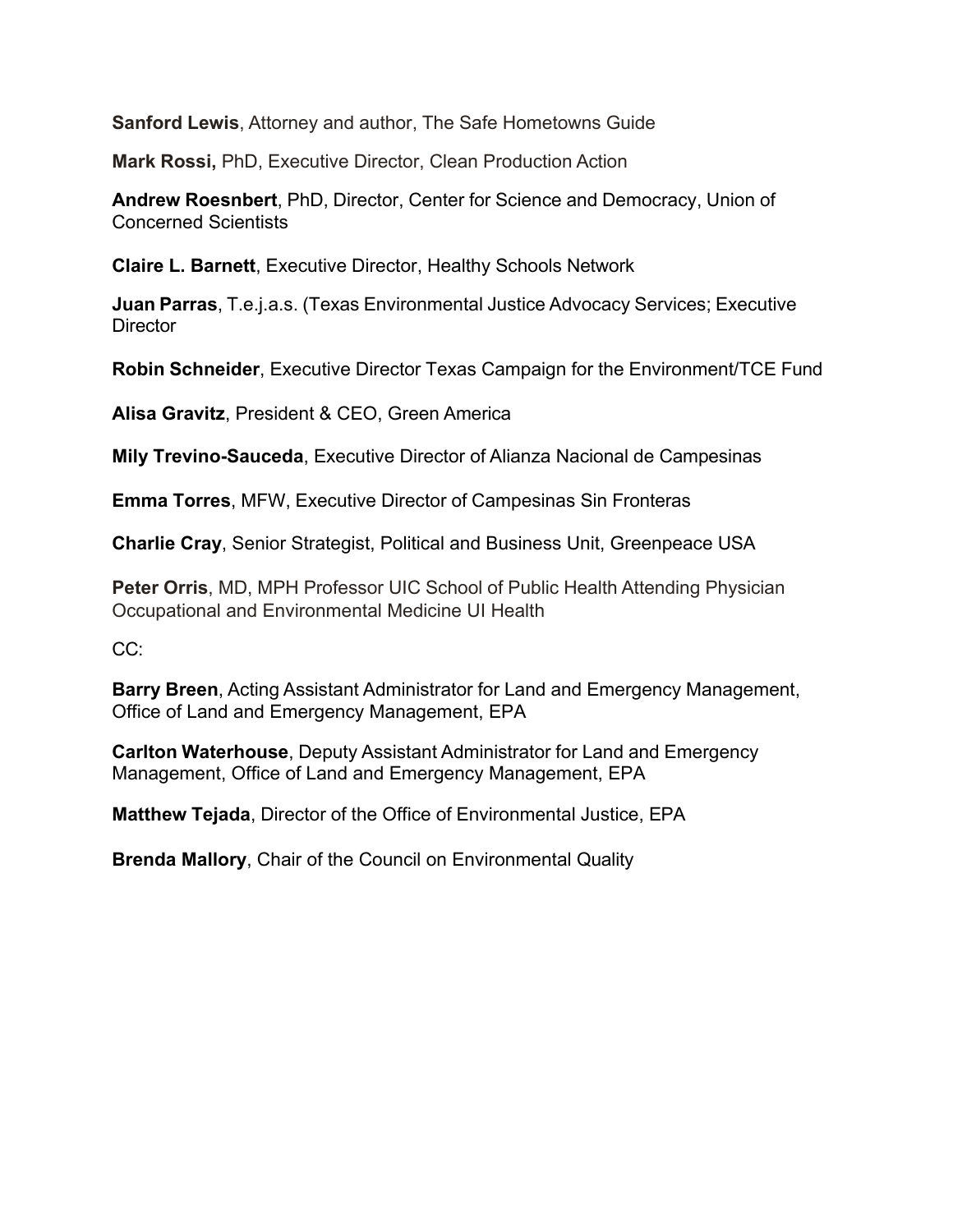**Sanford Lewis**, Attorney and author, The Safe Hometowns Guide

**Mark Rossi,** PhD, Executive Director, Clean Production Action

**Andrew Roesnbert**, PhD, Director, Center for Science and Democracy, Union of Concerned Scientists

**Claire L. Barnett**, Executive Director, Healthy Schools Network

**Juan Parras**, T.e.j.a.s. (Texas Environmental Justice Advocacy Services; Executive Director

**Robin Schneider**, Executive Director Texas Campaign for the Environment/TCE Fund

**Alisa Gravitz**, President & CEO, Green America

**Mily Trevino-Sauceda**, Executive Director of Alianza Nacional de Campesinas

**Emma Torres**, MFW, Executive Director of Campesinas Sin Fronteras

**Charlie Cray**, Senior Strategist, Political and Business Unit, Greenpeace USA

**Peter Orris**, MD, MPH Professor UIC School of Public Health Attending Physician Occupational and Environmental Medicine UI Health

CC:

**Barry Breen**, Acting Assistant Administrator for Land and Emergency Management, Office of Land and Emergency Management, EPA

**Carlton Waterhouse**, Deputy Assistant Administrator for Land and Emergency Management, Office of Land and Emergency Management, EPA

**Matthew Tejada**, Director of the Office of Environmental Justice, EPA

**Brenda Mallory**, Chair of the Council on Environmental Quality